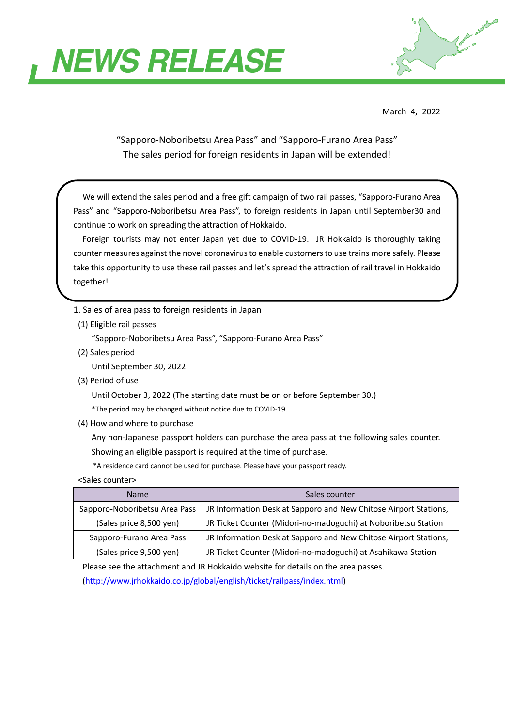# NEWS RELEASE

March 4, 2022

## "Sapporo-Noboribetsu Area Pass" and "Sapporo-Furano Area Pass"
## The sales period for foreign residents in Japan will be extended!

We will extend the sales period and a free gift campaign of two rail passes, "Sapporo-Furano Area Pass" and "Sapporo-Noboribetsu Area Pass", to foreign residents in Japan until September30 and continue to work on spreading the attraction of Hokkaido.

Foreign tourists may not enter Japan yet due to COVID-19. JR Hokkaido is thoroughly taking counter measures against the novel coronavirus to enable customers to use trains more safely. Please take this opportunity to use these rail passes and let's spread the attraction of rail travel in Hokkaido together!

1. Sales of area pass to foreign residents in Japan

(1) Eligible rail passes

"Sapporo-Noboribetsu Area Pass", "Sapporo-Furano Area Pass"

(2) Sales period

Until September 30, 2022

(3) Period of use

Until October 3, 2022 (The starting date must be on or before September 30.)

*The period may be changed without notice due to COVID-19.

(4) How and where to purchase

Any non-Japanese passport holders can purchase the area pass at the following sales counter. Showing an eligible passport is required at the time of purchase.

*A residence card cannot be used for purchase. Please have your passport ready.

<Sales counter>

| Name | Sales counter |
|---|---|
| Sapporo-Noboribetsu Area Pass (Sales price 8,500 yen) | JR Information Desk at Sapporo and New Chitose Airport Stations, JR Ticket Counter (Midori-no-madoguchi) at Noboribetsu Station |
| Sapporo-Furano Area Pass (Sales price 9,500 yen) | JR Information Desk at Sapporo and New Chitose Airport Stations, JR Ticket Counter (Midori-no-madoguchi) at Asahikawa Station |

Please see the attachment and JR Hokkaido website for details on the area passes.
(http://www.jrhokkaido.co.jp/global/english/ticket/railpass/index.html)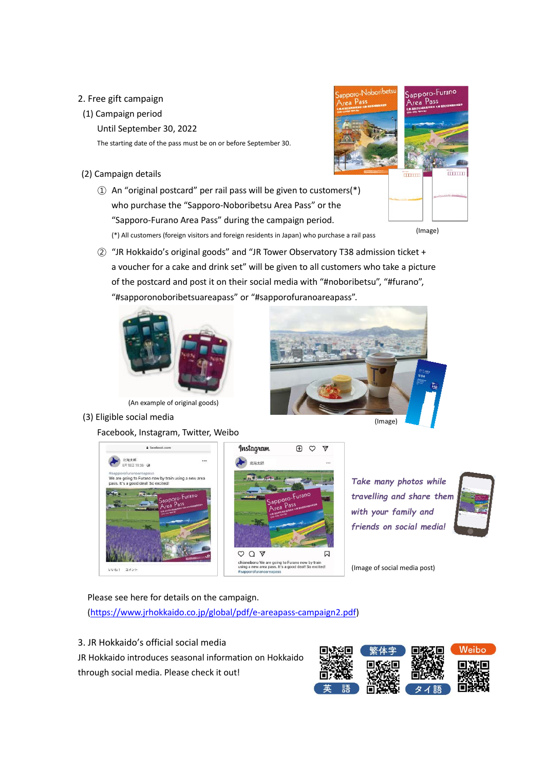## 2. Free gift campaign

### (1) Campaign period

Until September 30, 2022

The starting date of the pass must be on or before September 30.

### (2) Campaign details

① An “original postcard” per rail pass will be given to customers(*) who purchase the “Sapporo-Noboribetsu Area Pass” or the “Sapporo-Furano Area Pass” during the campaign period.

(*) All customers (foreign visitors and foreign residents in Japan) who purchase a rail pass

(Image)

② “JR Hokkaido’s original goods” and “JR Tower Observatory T38 admission ticket + a voucher for a cake and drink set” will be given to all customers who take a picture of the postcard and post it on their social media with “#noboribetsu”, “#furano”, “#sapporonoboribetsuareapass” or “#sapporofuranoareapass”.

(An example of original goods)

(Image)

### (3) Eligible social media

Facebook, Instagram, Twitter, Weibo

*Take many photos while travelling and share them with your family and friends on social media!*

(Image of social media post)

Please see here for details on the campaign.
(https://www.jrhokkaido.co.jp/global/pdf/e-areapass-campaign2.pdf)

## 3. JR Hokkaido’s official social media

JR Hokkaido introduces seasonal information on Hokkaido through social media. Please check it out!

英 語 繁体字 タイ語 Weibo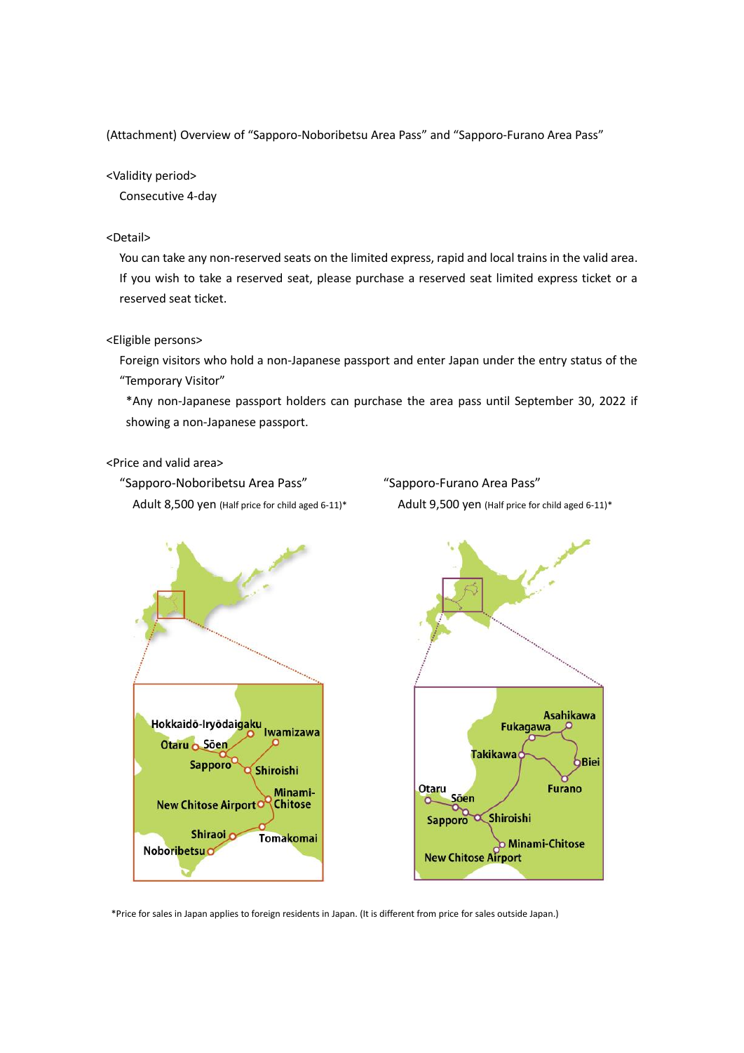(Attachment) Overview of "Sapporo-Noboribetsu Area Pass" and "Sapporo-Furano Area Pass"

<Validity period>

Consecutive 4-day

<Detail>

You can take any non-reserved seats on the limited express, rapid and local trains in the valid area. If you wish to take a reserved seat, please purchase a reserved seat limited express ticket or a reserved seat ticket.

<Eligible persons>

Foreign visitors who hold a non-Japanese passport and enter Japan under the entry status of the "Temporary Visitor"

*Any non-Japanese passport holders can purchase the area pass until September 30, 2022 if showing a non-Japanese passport.

<Price and valid area>

"Sapporo-Noboribetsu Area Pass"

Adult 8,500 yen (Half price for child aged 6-11)*

Hokkaidō-Iryōdaigaku
Iwamizawa
Otaru
Sōen
Sapporo
Shiroishi
Minami-Chitose
New Chitose Airport
Shiraoi
Tomakomai
Noboribetsu

"Sapporo-Furano Area Pass"

Adult 9,500 yen (Half price for child aged 6-11)*

Asahikawa
Fukagawa
Takikawa
Biei
Furano
Otaru
Sōen
Sapporo
Shiroishi
Minami-Chitose
New Chitose Airport

*Price for sales in Japan applies to foreign residents in Japan. (It is different from price for sales outside Japan.)